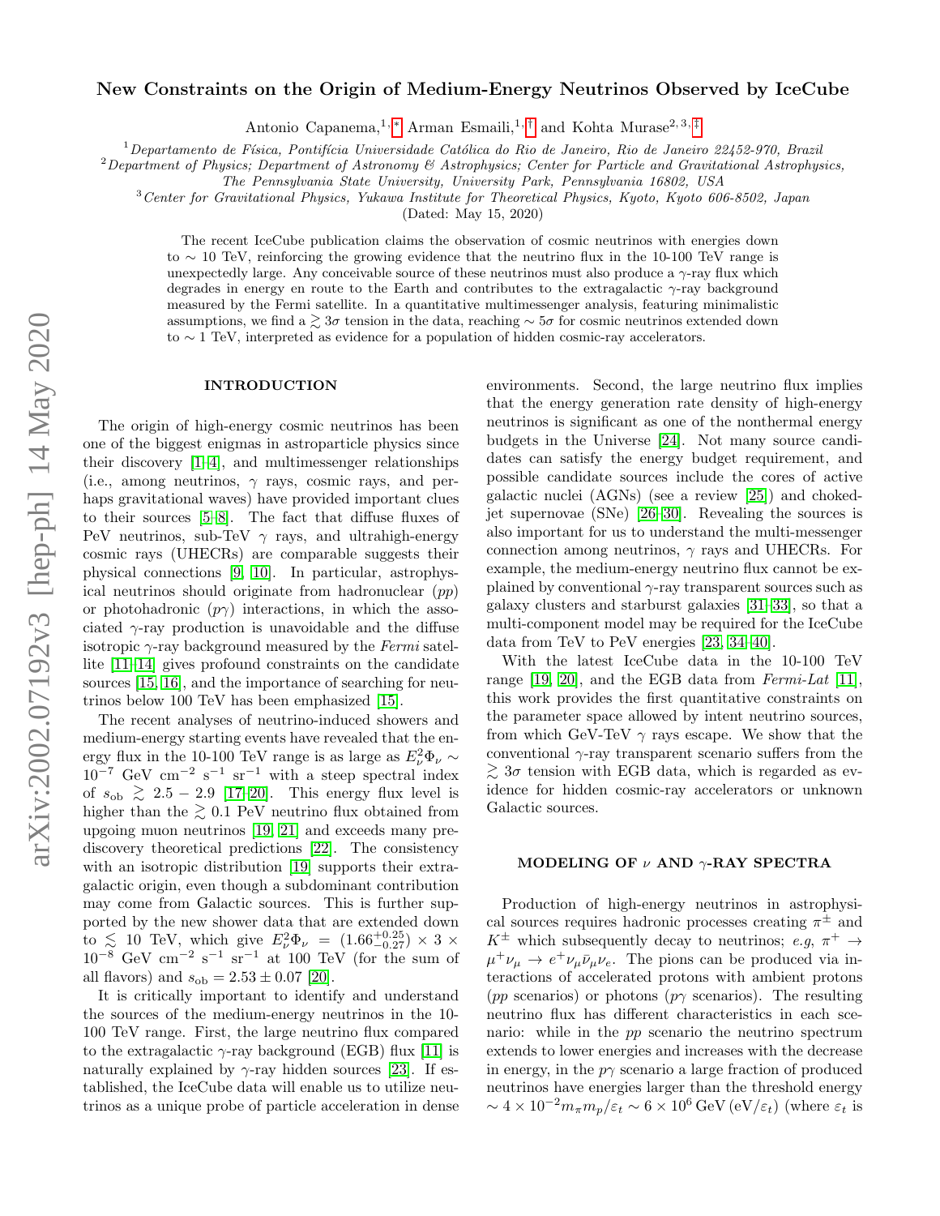# New Constraints on the Origin of Medium-Energy Neutrinos Observed by IceCube

Antonio Capanema,[1,*] Arman Esmaili,[1,†] and Kohta Murase[2,3,‡]

[1] *Departamento de Física, Pontifícia Universidade Católica do Rio de Janeiro, Rio de Janeiro 22452-970, Brazil*
[2] *Department of Physics; Department of Astronomy & Astrophysics; Center for Particle and Gravitational Astrophysics, The Pennsylvania State University, University Park, Pennsylvania 16802, USA*
[3] *Center for Gravitational Physics, Yukawa Institute for Theoretical Physics, Kyoto, Kyoto 606-8502, Japan*

(Dated: May 15, 2020)

The recent IceCube publication claims the observation of cosmic neutrinos with energies down to $\sim 10$ TeV, reinforcing the growing evidence that the neutrino flux in the 10-100 TeV range is unexpectedly large. Any conceivable source of these neutrinos must also produce a $\gamma$-ray flux which degrades in energy en route to the Earth and contributes to the extragalactic $\gamma$-ray background measured by the Fermi satellite. In a quantitative multimessenger analysis, featuring minimalistic assumptions, we find a $\gtrsim 3\sigma$ tension in the data, reaching $\sim 5\sigma$ for cosmic neutrinos extended down to $\sim 1$ TeV, interpreted as evidence for a population of hidden cosmic-ray accelerators.

## INTRODUCTION

The origin of high-energy cosmic neutrinos has been one of the biggest enigmas in astroparticle physics since their discovery [1–4], and multimessenger relationships (i.e., among neutrinos, $\gamma$ rays, cosmic rays, and perhaps gravitational waves) have provided important clues to their sources [5–8]. The fact that diffuse fluxes of PeV neutrinos, sub-TeV $\gamma$ rays, and ultrahigh-energy cosmic rays (UHECRs) are comparable suggests their physical connections [9, 10]. In particular, astrophysical neutrinos should originate from hadronuclear ($pp$) or photohadronic ($p\gamma$) interactions, in which the associated $\gamma$-ray production is unavoidable and the diffuse isotropic $\gamma$-ray background measured by the *Fermi* satellite [11–14] gives profound constraints on the candidate sources [15, 16], and the importance of searching for neutrinos below 100 TeV has been emphasized [15].

The recent analyses of neutrino-induced showers and medium-energy starting events have revealed that the energy flux in the 10-100 TeV range is as large as $E_\nu^2\Phi_\nu \sim 10^{-7}$ GeV cm$^{-2}$ s$^{-1}$ sr$^{-1}$ with a steep spectral index of $s_{\rm ob} \gtrsim 2.5-2.9$ [17–20]. This energy flux level is higher than the $\gtrsim 0.1$ PeV neutrino flux obtained from upgoing muon neutrinos [19, 21] and exceeds many prediscovery theoretical predictions [22]. The consistency with an isotropic distribution [19] supports their extragalactic origin, even though a subdominant contribution may come from Galactic sources. This is further supported by the new shower data that are extended down to $\lesssim 10$ TeV, which give $E_\nu^2\Phi_\nu = (1.66^{+0.25}_{-0.27}) \times 3 \times 10^{-8}$ GeV cm$^{-2}$ s$^{-1}$ sr$^{-1}$ at 100 TeV (for the sum of all flavors) and $s_{\rm ob} = 2.53 \pm 0.07$ [20].

It is critically important to identify and understand the sources of the medium-energy neutrinos in the 10-100 TeV range. First, the large neutrino flux compared to the extragalactic $\gamma$-ray background (EGB) flux [11] is naturally explained by $\gamma$-ray hidden sources [23]. If established, the IceCube data will enable us to utilize neutrinos as a unique probe of particle acceleration in dense environments. Second, the large neutrino flux implies that the energy generation rate density of high-energy neutrinos is significant as one of the nonthermal energy budgets in the Universe [24]. Not many source candidates can satisfy the energy budget requirement, and possible candidate sources include the cores of active galactic nuclei (AGNs) (see a review [25]) and choked-jet supernovae (SNe) [26–30]. Revealing the sources is also important for us to understand the multi-messenger connection among neutrinos, $\gamma$ rays and UHECRs. For example, the medium-energy neutrino flux cannot be explained by conventional $\gamma$-ray transparent sources such as galaxy clusters and starburst galaxies [31–33], so that a multi-component model may be required for the IceCube data from TeV to PeV energies [23, 34–40].

With the latest IceCube data in the 10-100 TeV range [19, 20], and the EGB data from *Fermi-Lat* [11], this work provides the first quantitative constraints on the parameter space allowed by intent neutrino sources, from which GeV-TeV $\gamma$ rays escape. We show that the conventional $\gamma$-ray transparent scenario suffers from the $\gtrsim 3\sigma$ tension with EGB data, which is regarded as evidence for hidden cosmic-ray accelerators or unknown Galactic sources.

## MODELING OF $\nu$ AND $\gamma$-RAY SPECTRA

Production of high-energy neutrinos in astrophysical sources requires hadronic processes creating $\pi^\pm$ and $K^\pm$ which subsequently decay to neutrinos; *e.g*, $\pi^+ \to \mu^+\nu_\mu \to e^+\nu_\mu\bar{\nu}_\mu\nu_e$. The pions can be produced via interactions of accelerated protons with ambient protons ($pp$ scenarios) or photons ($p\gamma$ scenarios). The resulting neutrino flux has different characteristics in each scenario: while in the $pp$ scenario the neutrino spectrum extends to lower energies and increases with the decrease in energy, in the $p\gamma$ scenario a large fraction of produced neutrinos have energies larger than the threshold energy $\sim 4\times10^{-2} m_\pi m_p/\varepsilon_t \sim 6\times10^6\,{\rm GeV}\,({\rm eV}/\varepsilon_t)$ (where $\varepsilon_t$ is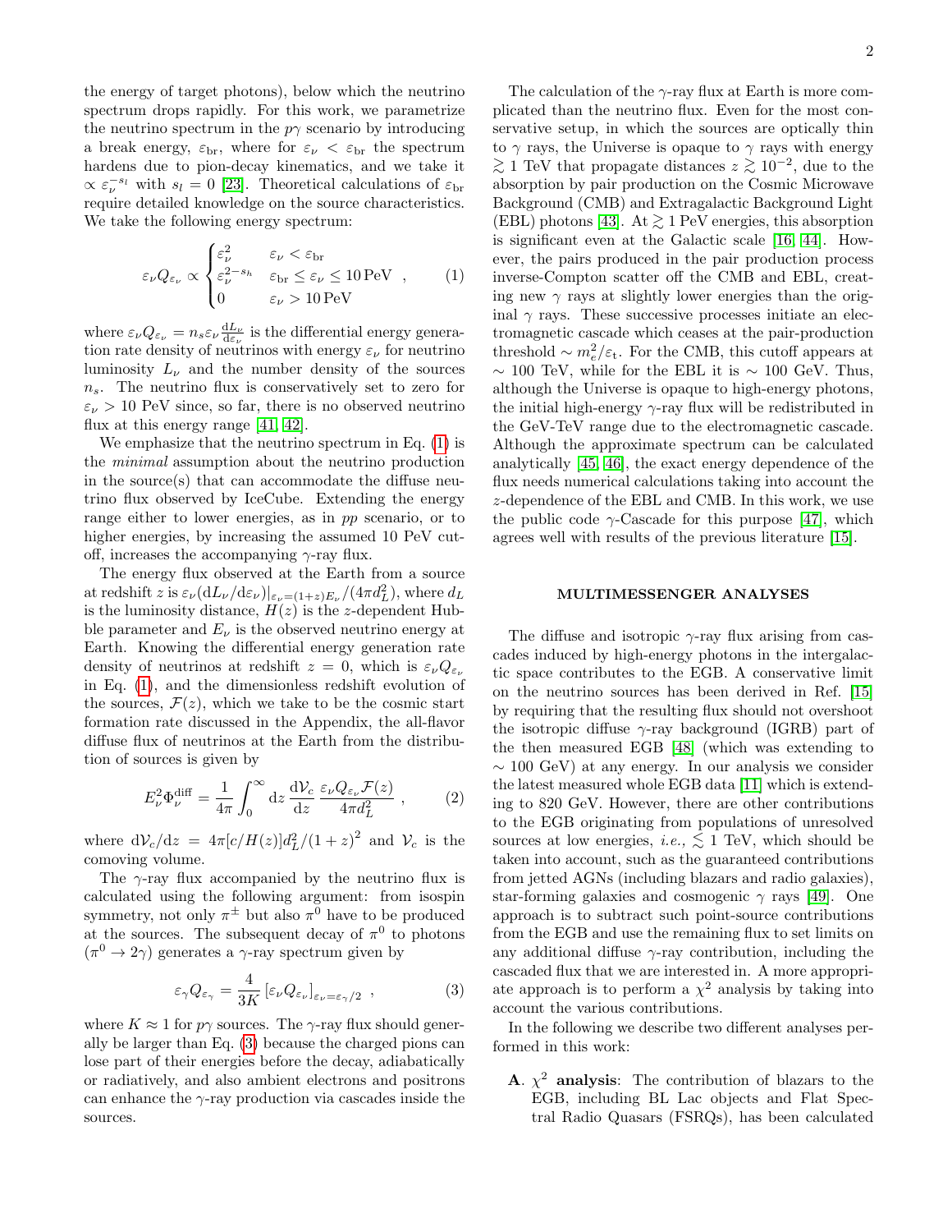the energy of target photons), below which the neutrino spectrum drops rapidly. For this work, we parametrize the neutrino spectrum in the $p\gamma$ scenario by introducing a break energy, $\varepsilon_{\rm br}$, where for $\varepsilon_\nu < \varepsilon_{\rm br}$ the spectrum hardens due to pion-decay kinematics, and we take it $\propto \varepsilon_\nu^{-s_l}$ with $s_l = 0$ [23]. Theoretical calculations of $\varepsilon_{\rm br}$ require detailed knowledge on the source characteristics. We take the following energy spectrum:

$$\varepsilon_\nu Q_{\varepsilon_\nu} \propto \begin{cases} \varepsilon_\nu^2 & \varepsilon_\nu < \varepsilon_{\rm br} \\ \varepsilon_\nu^{2-s_h} & \varepsilon_{\rm br} \leq \varepsilon_\nu \leq 10\,{\rm PeV} \\ 0 & \varepsilon_\nu > 10\,{\rm PeV} \end{cases} , \tag{1}$$

where $\varepsilon_\nu Q_{\varepsilon_\nu} = n_s \varepsilon_\nu \frac{{\rm d}L_\nu}{{\rm d}\varepsilon_\nu}$ is the differential energy generation rate density of neutrinos with energy $\varepsilon_\nu$ for neutrino luminosity $L_\nu$ and the number density of the sources $n_s$. The neutrino flux is conservatively set to zero for $\varepsilon_\nu > 10$ PeV since, so far, there is no observed neutrino flux at this energy range [41, 42].

We emphasize that the neutrino spectrum in Eq. (1) is the *minimal* assumption about the neutrino production in the source(s) that can accommodate the diffuse neutrino flux observed by IceCube. Extending the energy range either to lower energies, as in $pp$ scenario, or to higher energies, by increasing the assumed 10 PeV cutoff, increases the accompanying $\gamma$-ray flux.

The energy flux observed at the Earth from a source at redshift $z$ is $\varepsilon_\nu({\rm d}L_\nu/{\rm d}\varepsilon_\nu)|_{\varepsilon_\nu=(1+z)E_\nu}/(4\pi d_L^2)$, where $d_L$ is the luminosity distance, $H(z)$ is the $z$-dependent Hubble parameter and $E_\nu$ is the observed neutrino energy at Earth. Knowing the differential energy generation rate density of neutrinos at redshift $z = 0$, which is $\varepsilon_\nu Q_{\varepsilon_\nu}$ in Eq. (1), and the dimensionless redshift evolution of the sources, $\mathcal{F}(z)$, which we take to be the cosmic start formation rate discussed in the Appendix, the all-flavor diffuse flux of neutrinos at the Earth from the distribution of sources is given by

$$E_\nu^2 \Phi_\nu^{\rm diff} = \frac{1}{4\pi}\int_0^\infty {\rm d}z\, \frac{{\rm d}\mathcal{V}_c}{{\rm d}z}\, \frac{\varepsilon_\nu Q_{\varepsilon_\nu}\mathcal{F}(z)}{4\pi d_L^2} , \tag{2}$$

where ${\rm d}\mathcal{V}_c/{\rm d}z = 4\pi[c/H(z)]d_L^2/(1+z)^2$ and $\mathcal{V}_c$ is the comoving volume.

The $\gamma$-ray flux accompanied by the neutrino flux is calculated using the following argument: from isospin symmetry, not only $\pi^\pm$ but also $\pi^0$ have to be produced at the sources. The subsequent decay of $\pi^0$ to photons ($\pi^0 \to 2\gamma$) generates a $\gamma$-ray spectrum given by

$$\varepsilon_\gamma Q_{\varepsilon_\gamma} = \frac{4}{3K}\left[\varepsilon_\nu Q_{\varepsilon_\nu}\right]_{\varepsilon_\nu=\varepsilon_\gamma/2} , \tag{3}$$

where $K \approx 1$ for $p\gamma$ sources. The $\gamma$-ray flux should generally be larger than Eq. (3) because the charged pions can lose part of their energies before the decay, adiabatically or radiatively, and also ambient electrons and positrons can enhance the $\gamma$-ray production via cascades inside the sources.

The calculation of the $\gamma$-ray flux at Earth is more complicated than the neutrino flux. Even for the most conservative setup, in which the sources are optically thin to $\gamma$ rays, the Universe is opaque to $\gamma$ rays with energy $\gtrsim 1$ TeV that propagate distances $z \gtrsim 10^{-2}$, due to the absorption by pair production on the Cosmic Microwave Background (CMB) and Extragalactic Background Light (EBL) photons [43]. At $\gtrsim 1$ PeV energies, this absorption is significant even at the Galactic scale [16, 44]. However, the pairs produced in the pair production process inverse-Compton scatter off the CMB and EBL, creating new $\gamma$ rays at slightly lower energies than the original $\gamma$ rays. These successive processes initiate an electromagnetic cascade which ceases at the pair-production threshold $\sim m_e^2/\varepsilon_{\rm t}$. For the CMB, this cutoff appears at $\sim 100$ TeV, while for the EBL it is $\sim 100$ GeV. Thus, although the Universe is opaque to high-energy photons, the initial high-energy $\gamma$-ray flux will be redistributed in the GeV-TeV range due to the electromagnetic cascade. Although the approximate spectrum can be calculated analytically [45, 46], the exact energy dependence of the flux needs numerical calculations taking into account the $z$-dependence of the EBL and CMB. In this work, we use the public code $\gamma$-Cascade for this purpose [47], which agrees well with results of the previous literature [15].

## MULTIMESSENGER ANALYSES

The diffuse and isotropic $\gamma$-ray flux arising from cascades induced by high-energy photons in the intergalactic space contributes to the EGB. A conservative limit on the neutrino sources has been derived in Ref. [15] by requiring that the resulting flux should not overshoot the isotropic diffuse $\gamma$-ray background (IGRB) part of the then measured EGB [48] (which was extending to $\sim 100$ GeV) at any energy. In our analysis we consider the latest measured whole EGB data [11] which is extending to 820 GeV. However, there are other contributions to the EGB originating from populations of unresolved sources at low energies, *i.e.,* $\lesssim 1$ TeV, which should be taken into account, such as the guaranteed contributions from jetted AGNs (including blazars and radio galaxies), star-forming galaxies and cosmogenic $\gamma$ rays [49]. One approach is to subtract such point-source contributions from the EGB and use the remaining flux to set limits on any additional diffuse $\gamma$-ray contribution, including the cascaded flux that we are interested in. A more appropriate approach is to perform a $\chi^2$ analysis by taking into account the various contributions.

In the following we describe two different analyses performed in this work:

- **A. $\chi^2$ analysis**: The contribution of blazars to the EGB, including BL Lac objects and Flat Spectral Radio Quasars (FSRQs), has been calculated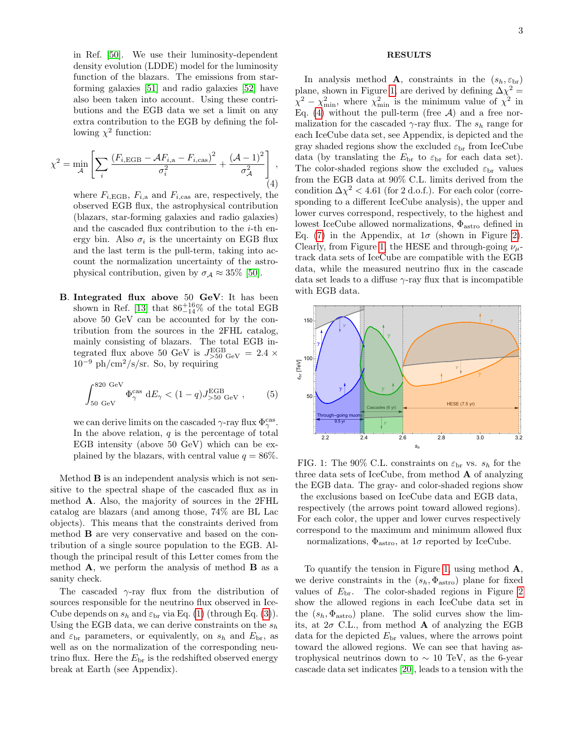in Ref. [50]. We use their luminosity-dependent density evolution (LDDE) model for the luminosity function of the blazars. The emissions from star-forming galaxies [51] and radio galaxies [52] have also been taken into account. Using these contributions and the EGB data we set a limit on any extra contribution to the EGB by defining the following $\chi^2$ function:

$$\chi^2 = \min_{\mathcal{A}} \left[ \sum_i \frac{\left(F_{i,\mathrm{EGB}} - \mathcal{A} F_{i,\mathrm{a}} - F_{i,\mathrm{cas}}\right)^2}{\sigma_i^2} + \frac{(\mathcal{A}-1)^2}{\sigma_{\mathcal{A}}^2} \right] , \quad (4)$$

where $F_{i,\mathrm{EGB}}$, $F_{i,\mathrm{a}}$ and $F_{i,\mathrm{cas}}$ are, respectively, the observed EGB flux, the astrophysical contribution (blazars, star-forming galaxies and radio galaxies) and the cascaded flux contribution to the $i$-th energy bin. Also $\sigma_i$ is the uncertainty on EGB flux and the last term is the pull-term, taking into account the normalization uncertainty of the astrophysical contribution, given by $\sigma_{\mathcal{A}} \approx 35\%$ [50].

**B. Integrated flux above 50 GeV**: It has been shown in Ref. [13] that $86^{+16}_{-14}\%$ of the total EGB above 50 GeV can be accounted for by the contribution from the sources in the 2FHL catalog, mainly consisting of blazars. The total EGB integrated flux above 50 GeV is $J^{\mathrm{EGB}}_{>50\ \mathrm{GeV}} = 2.4 \times 10^{-9}$ ph/cm²/s/sr. So, by requiring

$$\int_{50\ \mathrm{GeV}}^{820\ \mathrm{GeV}} \Phi_\gamma^{\mathrm{cas}}\, \mathrm{d}E_\gamma < (1-q) J^{\mathrm{EGB}}_{>50\ \mathrm{GeV}} , \quad (5)$$

we can derive limits on the cascaded $\gamma$-ray flux $\Phi_\gamma^{\mathrm{cas}}$. In the above relation, $q$ is the percentage of total EGB intensity (above 50 GeV) which can be explained by the blazars, with central value $q = 86\%$.

Method **B** is an independent analysis which is not sensitive to the spectral shape of the cascaded flux as in method **A**. Also, the majority of sources in the 2FHL catalog are blazars (and among those, 74% are BL Lac objects). This means that the constraints derived from method **B** are very conservative and based on the contribution of a single source population to the EGB. Although the principal result of this Letter comes from the method **A**, we perform the analysis of method **B** as a sanity check.

The cascaded $\gamma$-ray flux from the distribution of sources responsible for the neutrino flux observed in IceCube depends on $s_h$ and $\varepsilon_{\mathrm{br}}$ via Eq. (1) (through Eq. (3)). Using the EGB data, we can derive constraints on the $s_h$ and $\varepsilon_{\mathrm{br}}$ parameters, or equivalently, on $s_h$ and $E_{\mathrm{br}}$, as well as on the normalization of the corresponding neutrino flux. Here the $E_{\mathrm{br}}$ is the redshifted observed energy break at Earth (see Appendix).

## RESULTS

In analysis method **A**, constraints in the $(s_h, \varepsilon_{\mathrm{br}})$ plane, shown in Figure 1, are derived by defining $\Delta\chi^2 = \chi^2 - \chi^2_{\mathrm{min}}$, where $\chi^2_{\mathrm{min}}$ is the minimum value of $\chi^2$ in Eq. (4) without the pull-term (free $\mathcal{A}$) and a free normalization for the cascaded $\gamma$-ray flux. The $s_h$ range for each IceCube data set, see Appendix, is depicted and the gray shaded regions show the excluded $\varepsilon_{\mathrm{br}}$ from IceCube data (by translating the $E_{\mathrm{br}}$ to $\varepsilon_{\mathrm{br}}$ for each data set). The color-shaded regions show the excluded $\varepsilon_{\mathrm{br}}$ values from the EGB data at 90% C.L. limits derived from the condition $\Delta\chi^2 < 4.61$ (for 2 d.o.f.). For each color (corresponding to a different IceCube analysis), the upper and lower curves correspond, respectively, to the highest and lowest IceCube allowed normalizations, $\Phi_{\mathrm{astro}}$ defined in Eq. (7) in the Appendix, at $1\sigma$ (shown in Figure 2). Clearly, from Figure 1 the HESE and through-going $\nu_\mu$-track data sets of IceCube are compatible with the EGB data, while the measured neutrino flux in the cascade data set leads to a diffuse $\gamma$-ray flux that is incompatible with EGB data.

FIG. 1: The 90% C.L. constraints on $\varepsilon_{\mathrm{br}}$ vs. $s_h$ for the three data sets of IceCube, from method **A** of analyzing the EGB data. The gray- and color-shaded regions show the exclusions based on IceCube data and EGB data, respectively (the arrows point toward allowed regions). For each color, the upper and lower curves respectively correspond to the maximum and minimum allowed flux normalizations, $\Phi_{\mathrm{astro}}$, at $1\sigma$ reported by IceCube.

To quantify the tension in Figure 1, using method **A**, we derive constraints in the $(s_h, \Phi_{\mathrm{astro}})$ plane for fixed values of $E_{\mathrm{br}}$. The color-shaded regions in Figure 2 show the allowed regions in each IceCube data set in the $(s_h, \Phi_{\mathrm{astro}})$ plane. The solid curves show the limits, at $2\sigma$ C.L., from method **A** of analyzing the EGB data for the depicted $E_{\mathrm{br}}$ values, where the arrows point toward the allowed regions. We can see that having astrophysical neutrinos down to $\sim 10$ TeV, as the 6-year cascade data set indicates [20], leads to a tension with the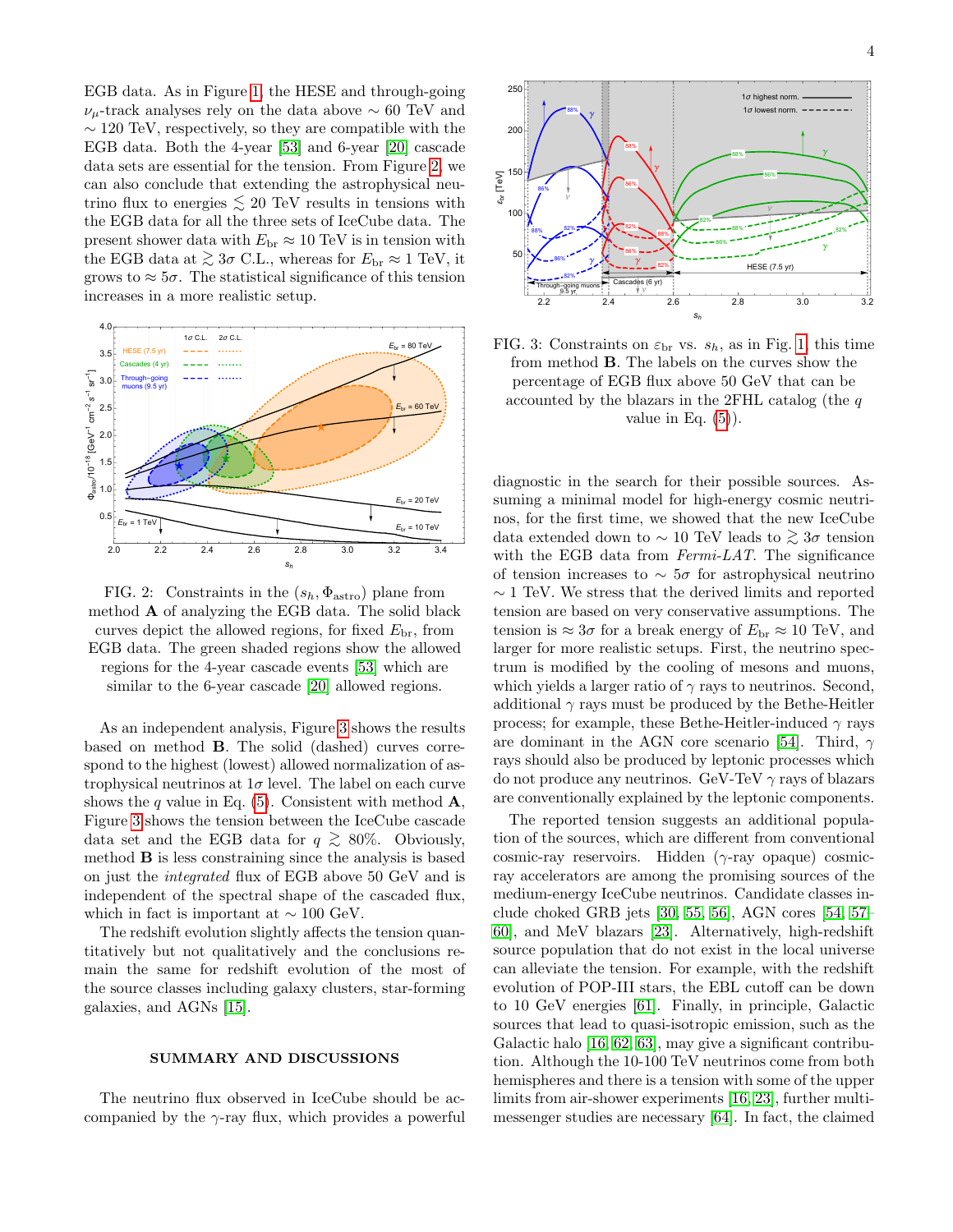EGB data. As in Figure 1, the HESE and through-going $\nu_\mu$-track analyses rely on the data above $\sim 60$ TeV and $\sim 120$ TeV, respectively, so they are compatible with the EGB data. Both the 4-year [53] and 6-year [20] cascade data sets are essential for the tension. From Figure 2, we can also conclude that extending the astrophysical neutrino flux to energies $\lesssim 20$ TeV results in tensions with the EGB data for all the three sets of IceCube data. The present shower data with $E_{\rm br} \approx 10$ TeV is in tension with the EGB data at $\gtrsim 3\sigma$ C.L., whereas for $E_{\rm br} \approx 1$ TeV, it grows to $\approx 5\sigma$. The statistical significance of this tension increases in a more realistic setup.

FIG. 2: Constraints in the $(s_h, \Phi_{\rm astro})$ plane from method **A** of analyzing the EGB data. The solid black curves depict the allowed regions, for fixed $E_{\rm br}$, from EGB data. The green shaded regions show the allowed regions for the 4-year cascade events [53] which are similar to the 6-year cascade [20] allowed regions.

As an independent analysis, Figure 3 shows the results based on method **B**. The solid (dashed) curves correspond to the highest (lowest) allowed normalization of astrophysical neutrinos at $1\sigma$ level. The label on each curve shows the $q$ value in Eq. (5). Consistent with method **A**, Figure 3 shows the tension between the IceCube cascade data set and the EGB data for $q \gtrsim 80\%$. Obviously, method **B** is less constraining since the analysis is based on just the *integrated* flux of EGB above 50 GeV and is independent of the spectral shape of the cascaded flux, which in fact is important at $\sim 100$ GeV.

The redshift evolution slightly affects the tension quantitatively but not qualitatively and the conclusions remain the same for redshift evolution of the most of the source classes including galaxy clusters, star-forming galaxies, and AGNs [15].

FIG. 3: Constraints on $\varepsilon_{\rm br}$ vs. $s_h$, as in Fig. 1, this time from method **B**. The labels on the curves show the percentage of EGB flux above 50 GeV that can be accounted by the blazars in the 2FHL catalog (the $q$ value in Eq. (5)).

## SUMMARY AND DISCUSSIONS

The neutrino flux observed in IceCube should be accompanied by the $\gamma$-ray flux, which provides a powerful diagnostic in the search for their possible sources. Assuming a minimal model for high-energy cosmic neutrinos, for the first time, we showed that the new IceCube data extended down to $\sim 10$ TeV leads to $\gtrsim 3\sigma$ tension with the EGB data from *Fermi-LAT*. The significance of tension increases to $\sim 5\sigma$ for astrophysical neutrino $\sim 1$ TeV. We stress that the derived limits and reported tension are based on very conservative assumptions. The tension is $\approx 3\sigma$ for a break energy of $E_{\rm br} \approx 10$ TeV, and larger for more realistic setups. First, the neutrino spectrum is modified by the cooling of mesons and muons, which yields a larger ratio of $\gamma$ rays to neutrinos. Second, additional $\gamma$ rays must be produced by the Bethe-Heitler process; for example, these Bethe-Heitler-induced $\gamma$ rays are dominant in the AGN core scenario [54]. Third, $\gamma$ rays should also be produced by leptonic processes which do not produce any neutrinos. GeV-TeV $\gamma$ rays of blazars are conventionally explained by the leptonic components.

The reported tension suggests an additional population of the sources, which are different from conventional cosmic-ray reservoirs. Hidden ($\gamma$-ray opaque) cosmic-ray accelerators are among the promising sources of the medium-energy IceCube neutrinos. Candidate classes include choked GRB jets [30, 55, 56], AGN cores [54, 57–60], and MeV blazars [23]. Alternatively, high-redshift source population that do not exist in the local universe can alleviate the tension. For example, with the redshift evolution of POP-III stars, the EBL cutoff can be down to 10 GeV energies [61]. Finally, in principle, Galactic sources that lead to quasi-isotropic emission, such as the Galactic halo [16, 62, 63], may give a significant contribution. Although the 10-100 TeV neutrinos come from both hemispheres and there is a tension with some of the upper limits from air-shower experiments [16, 23], further multi-messenger studies are necessary [64]. In fact, the claimed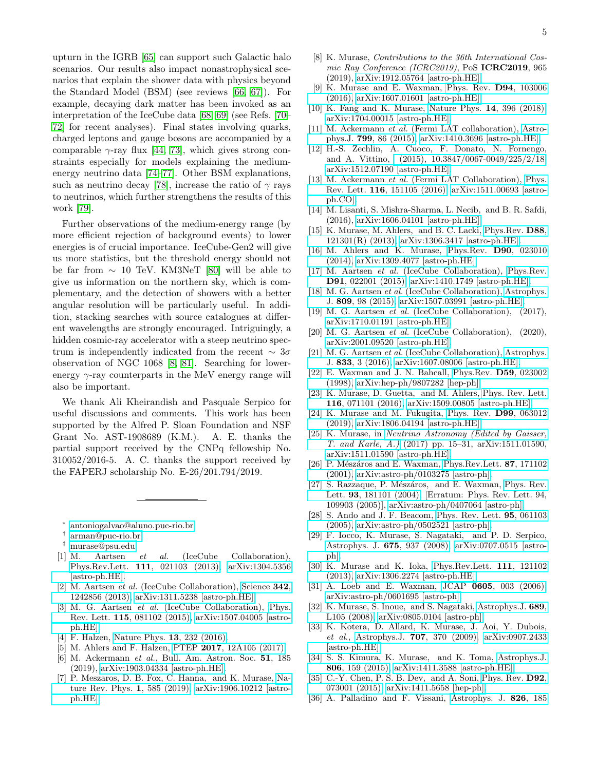upturn in the IGRB [65] can support such Galactic halo scenarios. Our results also impact nonastrophysical scenarios that explain the shower data with physics beyond the Standard Model (BSM) (see reviews [66, 67]). For example, decaying dark matter has been invoked as an interpretation of the IceCube data [68, 69] (see Refs. [70–72] for recent analyses). Final states involving quarks, charged leptons and gauge bosons are accompanied by a comparable $\gamma$-ray flux [44, 73], which gives strong constraints especially for models explaining the medium-energy neutrino data [74–77]. Other BSM explanations, such as neutrino decay [78], increase the ratio of $\gamma$ rays to neutrinos, which further strengthens the results of this work [79].

Further observations of the medium-energy range (by more efficient rejection of background events) to lower energies is of crucial importance. IceCube-Gen2 will give us more statistics, but the threshold energy should not be far from $\sim 10$ TeV. KM3NeT [80] will be able to give us information on the northern sky, which is complementary, and the detection of showers with a better angular resolution will be particularly useful. In addition, stacking searches with source catalogues at different wavelengths are strongly encouraged. Intriguingly, a hidden cosmic-ray accelerator with a steep neutrino spectrum is independently indicated from the recent $\sim 3\sigma$ observation of NGC 1068 [8, 81]. Searching for lower-energy $\gamma$-ray counterparts in the MeV energy range will also be important.

We thank Ali Kheirandish and Pasquale Serpico for useful discussions and comments. This work has been supported by the Alfred P. Sloan Foundation and NSF Grant No. AST-1908689 (K.M.). A. E. thanks the partial support received by the CNPq fellowship No. 310052/2016-5. A. C. thanks the support received by the FAPERJ scholarship No. E-26/201.794/2019.

---

- * antoniogalvao@aluno.puc-rio.br
- † arman@puc-rio.br
- ‡ murase@psu.edu

[1] M. Aartsen *et al.* (IceCube Collaboration), Phys.Rev.Lett. **111**, 021103 (2013), arXiv:1304.5356 [astro-ph.HE].
[2] M. Aartsen *et al.* (IceCube Collaboration), Science **342**, 1242856 (2013), arXiv:1311.5238 [astro-ph.HE].
[3] M. G. Aartsen *et al.* (IceCube Collaboration), Phys. Rev. Lett. **115**, 081102 (2015), arXiv:1507.04005 [astro-ph.HE].
[4] F. Halzen, Nature Phys. **13**, 232 (2016).
[5] M. Ahlers and F. Halzen, PTEP **2017**, 12A105 (2017).
[6] M. Ackermann *et al.*, Bull. Am. Astron. Soc. **51**, 185 (2019), arXiv:1903.04334 [astro-ph.HE].
[7] P. Meszaros, D. B. Fox, C. Hanna, and K. Murase, Nature Rev. Phys. **1**, 585 (2019), arXiv:1906.10212 [astro-ph.HE].
[8] K. Murase, *Contributions to the 36th International Cosmic Ray Conference (ICRC2019)*, PoS **ICRC2019**, 965 (2019), arXiv:1912.05764 [astro-ph.HE].
[9] K. Murase and E. Waxman, Phys. Rev. **D94**, 103006 (2016), arXiv:1607.01601 [astro-ph.HE].
[10] K. Fang and K. Murase, Nature Phys. **14**, 396 (2018), arXiv:1704.00015 [astro-ph.HE].
[11] M. Ackermann *et al.* (Fermi LAT collaboration), Astrophys.J. **799**, 86 (2015), arXiv:1410.3696 [astro-ph.HE].
[12] H.-S. Zechlin, A. Cuoco, F. Donato, N. Fornengo, and A. Vittino, (2015), 10.3847/0067-0049/225/2/18, arXiv:1512.07190 [astro-ph.HE].
[13] M. Ackermann *et al.* (Fermi LAT Collaboration), Phys. Rev. Lett. **116**, 151105 (2016), arXiv:1511.00693 [astro-ph.CO].
[14] M. Lisanti, S. Mishra-Sharma, L. Necib, and B. R. Safdi, (2016), arXiv:1606.04101 [astro-ph.HE].
[15] K. Murase, M. Ahlers, and B. C. Lacki, Phys.Rev. **D88**, 121301(R) (2013), arXiv:1306.3417 [astro-ph.HE].
[16] M. Ahlers and K. Murase, Phys.Rev. **D90**, 023010 (2014), arXiv:1309.4077 [astro-ph.HE].
[17] M. Aartsen *et al.* (IceCube Collaboration), Phys.Rev. **D91**, 022001 (2015), arXiv:1410.1749 [astro-ph.HE].
[18] M. G. Aartsen *et al.* (IceCube Collaboration), Astrophys. J. **809**, 98 (2015), arXiv:1507.03991 [astro-ph.HE].
[19] M. G. Aartsen *et al.* (IceCube Collaboration), (2017), arXiv:1710.01191 [astro-ph.HE].
[20] M. G. Aartsen *et al.* (IceCube Collaboration), (2020), arXiv:2001.09520 [astro-ph.HE].
[21] M. G. Aartsen *et al.* (IceCube Collaboration), Astrophys. J. **833**, 3 (2016), arXiv:1607.08006 [astro-ph.HE].
[22] E. Waxman and J. N. Bahcall, Phys.Rev. **D59**, 023002 (1998), arXiv:hep-ph/9807282 [hep-ph].
[23] K. Murase, D. Guetta, and M. Ahlers, Phys. Rev. Lett. **116**, 071101 (2016), arXiv:1509.00805 [astro-ph.HE].
[24] K. Murase and M. Fukugita, Phys. Rev. **D99**, 063012 (2019), arXiv:1806.04194 [astro-ph.HE].
[25] K. Murase, in *Neutrino Astronomy (Edited by Gaisser, T. and Karle, A.)* (2017) pp. 15–31, arXiv:1511.01590, arXiv:1511.01590 [astro-ph.HE].
[26] P. Mészáros and E. Waxman, Phys.Rev.Lett. **87**, 171102 (2001), arXiv:astro-ph/0103275 [astro-ph].
[27] S. Razzaque, P. Mészáros, and E. Waxman, Phys. Rev. Lett. **93**, 181101 (2004), [Erratum: Phys. Rev. Lett. 94, 109903 (2005)], arXiv:astro-ph/0407064 [astro-ph].
[28] S. Ando and J. F. Beacom, Phys. Rev. Lett. **95**, 061103 (2005), arXiv:astro-ph/0502521 [astro-ph].
[29] F. Iocco, K. Murase, S. Nagataki, and P. D. Serpico, Astrophys. J. **675**, 937 (2008), arXiv:0707.0515 [astro-ph].
[30] K. Murase and K. Ioka, Phys.Rev.Lett. **111**, 121102 (2013), arXiv:1306.2274 [astro-ph.HE].
[31] A. Loeb and E. Waxman, JCAP **0605**, 003 (2006), arXiv:astro-ph/0601695 [astro-ph].
[32] K. Murase, S. Inoue, and S. Nagataki, Astrophys.J. **689**, L105 (2008), arXiv:0805.0104 [astro-ph].
[33] K. Kotera, D. Allard, K. Murase, J. Aoi, Y. Dubois, *et al.*, Astrophys.J. **707**, 370 (2009), arXiv:0907.2433 [astro-ph.HE].
[34] S. S. Kimura, K. Murase, and K. Toma, Astrophys.J. **806**, 159 (2015), arXiv:1411.3588 [astro-ph.HE].
[35] C.-Y. Chen, P. S. B. Dev, and A. Soni, Phys. Rev. **D92**, 073001 (2015), arXiv:1411.5658 [hep-ph].
[36] A. Palladino and F. Vissani, Astrophys. J. **826**, 185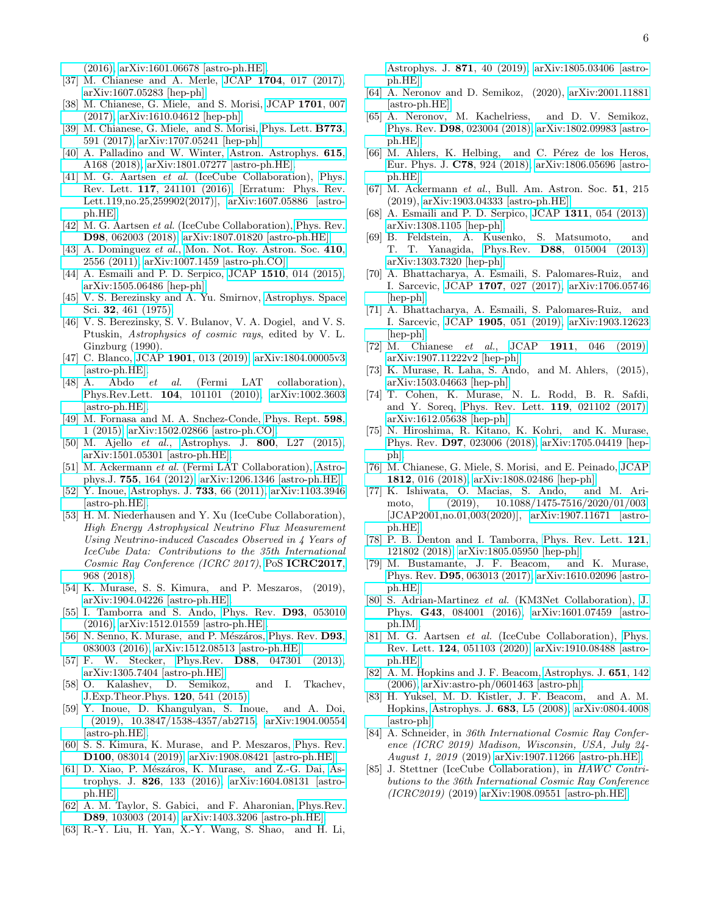(2016), arXiv:1601.06678 [astro-ph.HE].

[37] M. Chianese and A. Merle, JCAP **1704**, 017 (2017), arXiv:1607.05283 [hep-ph].

[38] M. Chianese, G. Miele, and S. Morisi, JCAP **1701**, 007 (2017), arXiv:1610.04612 [hep-ph].

[39] M. Chianese, G. Miele, and S. Morisi, Phys. Lett. **B773**, 591 (2017), arXiv:1707.05241 [hep-ph].

[40] A. Palladino and W. Winter, Astron. Astrophys. **615**, A168 (2018), arXiv:1801.07277 [astro-ph.HE].

[41] M. G. Aartsen *et al.* (IceCube Collaboration), Phys. Rev. Lett. **117**, 241101 (2016), [Erratum: Phys. Rev. Lett.119,no.25,259902(2017)], arXiv:1607.05886 [astro-ph.HE].

[42] M. G. Aartsen *et al.* (IceCube Collaboration), Phys. Rev. **D98**, 062003 (2018), arXiv:1807.01820 [astro-ph.HE].

[43] A. Dominguez *et al.*, Mon. Not. Roy. Astron. Soc. **410**, 2556 (2011), arXiv:1007.1459 [astro-ph.CO].

[44] A. Esmaili and P. D. Serpico, JCAP **1510**, 014 (2015), arXiv:1505.06486 [hep-ph].

[45] V. S. Berezinsky and A. Yu. Smirnov, Astrophys. Space Sci. **32**, 461 (1975).

[46] V. S. Berezinsky, S. V. Bulanov, V. A. Dogiel, and V. S. Ptuskin, *Astrophysics of cosmic rays*, edited by V. L. Ginzburg (1990).

[47] C. Blanco, JCAP **1901**, 013 (2019), arXiv:1804.00005v3 [astro-ph.HE].

[48] A. Abdo *et al.* (Fermi LAT collaboration), Phys.Rev.Lett. **104**, 101101 (2010), arXiv:1002.3603 [astro-ph.HE].

[49] M. Fornasa and M. A. Snchez-Conde, Phys. Rept. **598**, 1 (2015), arXiv:1502.02866 [astro-ph.CO].

[50] M. Ajello *et al.*, Astrophys. J. **800**, L27 (2015), arXiv:1501.05301 [astro-ph.HE].

[51] M. Ackermann *et al.* (Fermi LAT Collaboration), Astrophys.J. **755**, 164 (2012), arXiv:1206.1346 [astro-ph.HE].

[52] Y. Inoue, Astrophys. J. **733**, 66 (2011), arXiv:1103.3946 [astro-ph.HE].

[53] H. M. Niederhausen and Y. Xu (IceCube Collaboration), *High Energy Astrophysical Neutrino Flux Measurement Using Neutrino-induced Cascades Observed in 4 Years of IceCube Data: Contributions to the 35th International Cosmic Ray Conference (ICRC 2017)*, PoS **ICRC2017**, 968 (2018).

[54] K. Murase, S. S. Kimura, and P. Meszaros, (2019), arXiv:1904.04226 [astro-ph.HE].

[55] I. Tamborra and S. Ando, Phys. Rev. **D93**, 053010 (2016), arXiv:1512.01559 [astro-ph.HE].

[56] N. Senno, K. Murase, and P. Mészáros, Phys. Rev. **D93**, 083003 (2016), arXiv:1512.08513 [astro-ph.HE].

[57] F. W. Stecker, Phys.Rev. **D88**, 047301 (2013), arXiv:1305.7404 [astro-ph.HE].

[58] O. Kalashev, D. Semikoz, and I. Tkachev, J.Exp.Theor.Phys. **120**, 541 (2015).

[59] Y. Inoue, D. Khangulyan, S. Inoue, and A. Doi, (2019), 10.3847/1538-4357/ab2715, arXiv:1904.00554 [astro-ph.HE].

[60] S. S. Kimura, K. Murase, and P. Meszaros, Phys. Rev. **D100**, 083014 (2019), arXiv:1908.08421 [astro-ph.HE].

[61] D. Xiao, P. Mészáros, K. Murase, and Z.-G. Dai, Astrophys. J. **826**, 133 (2016), arXiv:1604.08131 [astro-ph.HE].

[62] A. M. Taylor, S. Gabici, and F. Aharonian, Phys.Rev. **D89**, 103003 (2014), arXiv:1403.3206 [astro-ph.HE].

[63] R.-Y. Liu, H. Yan, X.-Y. Wang, S. Shao, and H. Li, Astrophys. J. **871**, 40 (2019), arXiv:1805.03406 [astro-ph.HE].

[64] A. Neronov and D. Semikoz, (2020), arXiv:2001.11881 [astro-ph.HE].

[65] A. Neronov, M. Kachelriess, and D. V. Semikoz, Phys. Rev. **D98**, 023004 (2018), arXiv:1802.09983 [astro-ph.HE].

[66] M. Ahlers, K. Helbing, and C. Pérez de los Heros, Eur. Phys. J. **C78**, 924 (2018), arXiv:1806.05696 [astro-ph.HE].

[67] M. Ackermann *et al.*, Bull. Am. Astron. Soc. **51**, 215 (2019), arXiv:1903.04333 [astro-ph.HE].

[68] A. Esmaili and P. D. Serpico, JCAP **1311**, 054 (2013), arXiv:1308.1105 [hep-ph].

[69] B. Feldstein, A. Kusenko, S. Matsumoto, and T. T. Yanagida, Phys.Rev. **D88**, 015004 (2013), arXiv:1303.7320 [hep-ph].

[70] A. Bhattacharya, A. Esmaili, S. Palomares-Ruiz, and I. Sarcevic, JCAP **1707**, 027 (2017), arXiv:1706.05746 [hep-ph].

[71] A. Bhattacharya, A. Esmaili, S. Palomares-Ruiz, and I. Sarcevic, JCAP **1905**, 051 (2019), arXiv:1903.12623 [hep-ph].

[72] M. Chianese *et al.*, JCAP **1911**, 046 (2019), arXiv:1907.11222v2 [hep-ph].

[73] K. Murase, R. Laha, S. Ando, and M. Ahlers, (2015), arXiv:1503.04663 [hep-ph].

[74] T. Cohen, K. Murase, N. L. Rodd, B. R. Safdi, and Y. Soreq, Phys. Rev. Lett. **119**, 021102 (2017), arXiv:1612.05638 [hep-ph].

[75] N. Hiroshima, R. Kitano, K. Kohri, and K. Murase, Phys. Rev. **D97**, 023006 (2018), arXiv:1705.04419 [hep-ph].

[76] M. Chianese, G. Miele, S. Morisi, and E. Peinado, JCAP **1812**, 016 (2018), arXiv:1808.02486 [hep-ph].

[77] K. Ishiwata, O. Macias, S. Ando, and M. Arimoto, (2019), 10.1088/1475-7516/2020/01/003, [JCAP2001,no.01,003(2020)], arXiv:1907.11671 [astro-ph.HE].

[78] P. B. Denton and I. Tamborra, Phys. Rev. Lett. **121**, 121802 (2018), arXiv:1805.05950 [hep-ph].

[79] M. Bustamante, J. F. Beacom, and K. Murase, Phys. Rev. **D95**, 063013 (2017), arXiv:1610.02096 [astro-ph.HE].

[80] S. Adrian-Martinez *et al.* (KM3Net Collaboration), J. Phys. **G43**, 084001 (2016), arXiv:1601.07459 [astro-ph.IM].

[81] M. G. Aartsen *et al.* (IceCube Collaboration), Phys. Rev. Lett. **124**, 051103 (2020), arXiv:1910.08488 [astro-ph.HE].

[82] A. M. Hopkins and J. F. Beacom, Astrophys. J. **651**, 142 (2006), arXiv:astro-ph/0601463 [astro-ph].

[83] H. Yuksel, M. D. Kistler, J. F. Beacom, and A. M. Hopkins, Astrophys. J. **683**, L5 (2008), arXiv:0804.4008 [astro-ph].

[84] A. Schneider, in *36th International Cosmic Ray Conference (ICRC 2019) Madison, Wisconsin, USA, July 24-August 1, 2019* (2019) arXiv:1907.11266 [astro-ph.HE].

[85] J. Stettner (IceCube Collaboration), in *HAWC Contributions to the 36th International Cosmic Ray Conference (ICRC2019)* (2019) arXiv:1908.09551 [astro-ph.HE].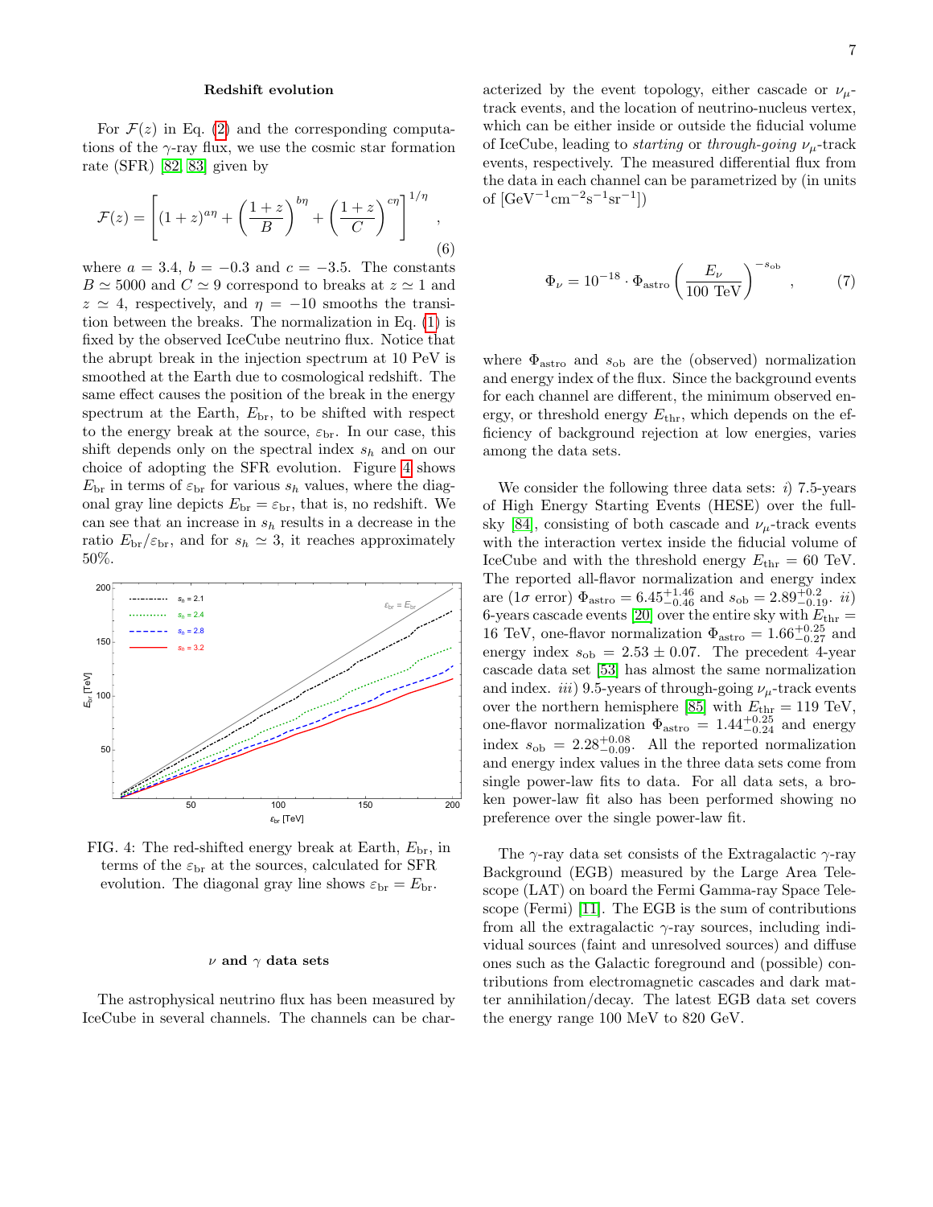### Redshift evolution

For $\mathcal{F}(z)$ in Eq. (2) and the corresponding computations of the $\gamma$-ray flux, we use the cosmic star formation rate (SFR) [82, 83] given by

$$\mathcal{F}(z) = \left[(1+z)^{a\eta} + \left(\frac{1+z}{B}\right)^{b\eta} + \left(\frac{1+z}{C}\right)^{c\eta}\right]^{1/\eta}, \tag{6}$$

where $a = 3.4$, $b = -0.3$ and $c = -3.5$. The constants $B \simeq 5000$ and $C \simeq 9$ correspond to breaks at $z \simeq 1$ and $z \simeq 4$, respectively, and $\eta = -10$ smooths the transition between the breaks. The normalization in Eq. (1) is fixed by the observed IceCube neutrino flux. Notice that the abrupt break in the injection spectrum at 10 PeV is smoothed at the Earth due to cosmological redshift. The same effect causes the position of the break in the energy spectrum at the Earth, $E_{\rm br}$, to be shifted with respect to the energy break at the source, $\varepsilon_{\rm br}$. In our case, this shift depends only on the spectral index $s_h$ and on our choice of adopting the SFR evolution. Figure 4 shows $E_{\rm br}$ in terms of $\varepsilon_{\rm br}$ for various $s_h$ values, where the diagonal gray line depicts $E_{\rm br} = \varepsilon_{\rm br}$, that is, no redshift. We can see that an increase in $s_h$ results in a decrease in the ratio $E_{\rm br}/\varepsilon_{\rm br}$, and for $s_h \simeq 3$, it reaches approximately 50%.

$s_h = 2.1$
$s_h = 2.4$
$s_h = 2.8$
$s_h = 3.2$
$\varepsilon_{\rm br} = E_{\rm br}$
$E_{\rm br}$ [TeV]
$\varepsilon_{\rm br}$ [TeV]
200
150
100
50
50
100
150
200

FIG. 4: The red-shifted energy break at Earth, $E_{\rm br}$, in terms of the $\varepsilon_{\rm br}$ at the sources, calculated for SFR evolution. The diagonal gray line shows $\varepsilon_{\rm br} = E_{\rm br}$.

### $\nu$ and $\gamma$ data sets

The astrophysical neutrino flux has been measured by IceCube in several channels. The channels can be characterized by the event topology, either cascade or $\nu_\mu$-track events, and the location of neutrino-nucleus vertex, which can be either inside or outside the fiducial volume of IceCube, leading to *starting* or *through-going* $\nu_\mu$-track events, respectively. The measured differential flux from the data in each channel can be parametrized by (in units of [GeV$^{-1}$cm$^{-2}$s$^{-1}$sr$^{-1}$])

$$\Phi_\nu = 10^{-18} \cdot \Phi_{\rm astro} \left(\frac{E_\nu}{100\ \text{TeV}}\right)^{-s_{\rm ob}}, \tag{7}$$

where $\Phi_{\rm astro}$ and $s_{\rm ob}$ are the (observed) normalization and energy index of the flux. Since the background events for each channel are different, the minimum observed energy, or threshold energy $E_{\rm thr}$, which depends on the efficiency of background rejection at low energies, varies among the data sets.

We consider the following three data sets: *i)* 7.5-years of High Energy Starting Events (HESE) over the full-sky [84], consisting of both cascade and $\nu_\mu$-track events with the interaction vertex inside the fiducial volume of IceCube and with the threshold energy $E_{\rm thr} = 60$ TeV. The reported all-flavor normalization and energy index are ($1\sigma$ error) $\Phi_{\rm astro} = 6.45^{+1.46}_{-0.46}$ and $s_{\rm ob} = 2.89^{+0.2}_{-0.19}$. *ii)* 6-years cascade events [20] over the entire sky with $E_{\rm thr} = 16$ TeV, one-flavor normalization $\Phi_{\rm astro} = 1.66^{+0.25}_{-0.27}$ and energy index $s_{\rm ob} = 2.53 \pm 0.07$. The precedent 4-year cascade data set [53] has almost the same normalization and index. *iii)* 9.5-years of through-going $\nu_\mu$-track events over the northern hemisphere [85] with $E_{\rm thr} = 119$ TeV, one-flavor normalization $\Phi_{\rm astro} = 1.44^{+0.25}_{-0.24}$ and energy index $s_{\rm ob} = 2.28^{+0.08}_{-0.09}$. All the reported normalization and energy index values in the three data sets come from single power-law fits to data. For all data sets, a broken power-law fit also has been performed showing no preference over the single power-law fit.

The $\gamma$-ray data set consists of the Extragalactic $\gamma$-ray Background (EGB) measured by the Large Area Telescope (LAT) on board the Fermi Gamma-ray Space Telescope (Fermi) [11]. The EGB is the sum of contributions from all the extragalactic $\gamma$-ray sources, including individual sources (faint and unresolved sources) and diffuse ones such as the Galactic foreground and (possible) contributions from electromagnetic cascades and dark matter annihilation/decay. The latest EGB data set covers the energy range 100 MeV to 820 GeV.